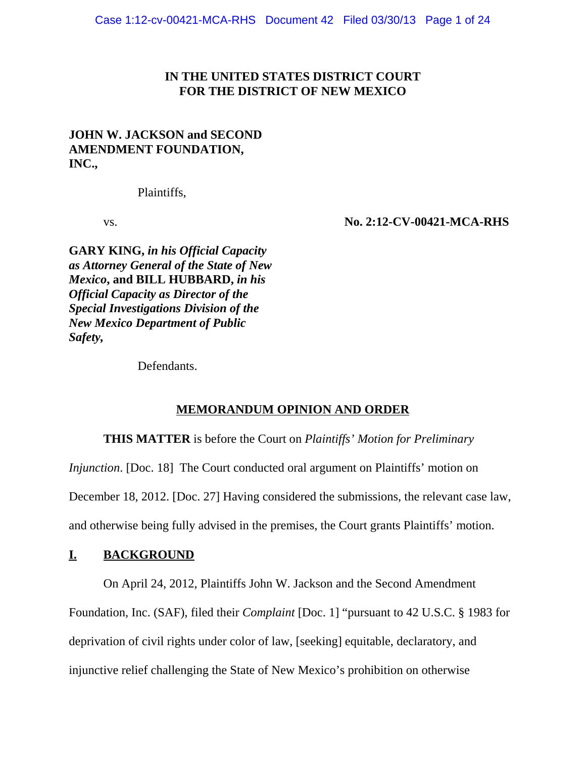**IN THE UNITED STATES DISTRICT COURT**
**FOR THE DISTRICT OF NEW MEXICO**

**JOHN W. JACKSON and SECOND AMENDMENT FOUNDATION, INC.,**

Plaintiffs,

vs. **No. 2:12-CV-00421-MCA-RHS**

**GARY KING, *in his Official Capacity as Attorney General of the State of New Mexico*, and BILL HUBBARD, *in his Official Capacity as Director of the Special Investigations Division of the New Mexico Department of Public Safety*,**

Defendants.

## MEMORANDUM OPINION AND ORDER

**THIS MATTER** is before the Court on *Plaintiffs' Motion for Preliminary Injunction*. [Doc. 18] The Court conducted oral argument on Plaintiffs' motion on December 18, 2012. [Doc. 27] Having considered the submissions, the relevant case law, and otherwise being fully advised in the premises, the Court grants Plaintiffs' motion.

## I. BACKGROUND

On April 24, 2012, Plaintiffs John W. Jackson and the Second Amendment Foundation, Inc. (SAF), filed their *Complaint* [Doc. 1] "pursuant to 42 U.S.C. § 1983 for deprivation of civil rights under color of law, [seeking] equitable, declaratory, and injunctive relief challenging the State of New Mexico's prohibition on otherwise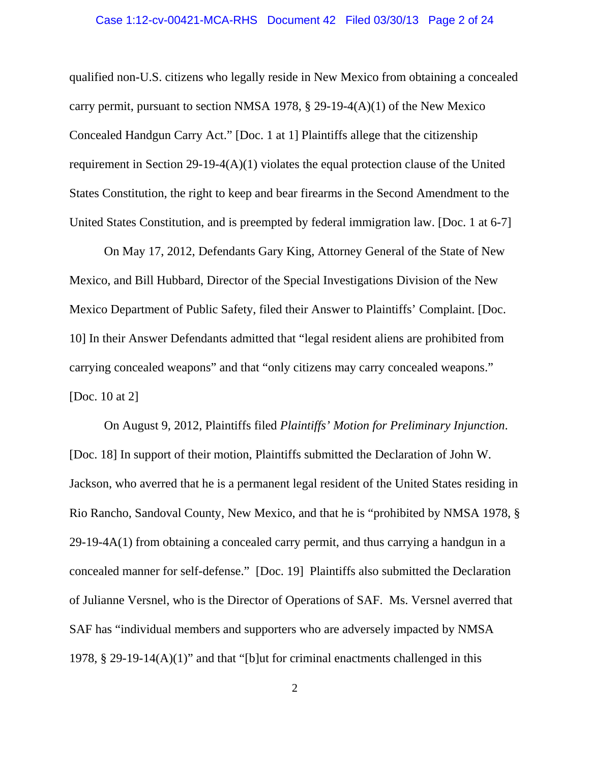qualified non-U.S. citizens who legally reside in New Mexico from obtaining a concealed carry permit, pursuant to section NMSA 1978, § 29-19-4(A)(1) of the New Mexico Concealed Handgun Carry Act." [Doc. 1 at 1] Plaintiffs allege that the citizenship requirement in Section 29-19-4(A)(1) violates the equal protection clause of the United States Constitution, the right to keep and bear firearms in the Second Amendment to the United States Constitution, and is preempted by federal immigration law. [Doc. 1 at 6-7]

On May 17, 2012, Defendants Gary King, Attorney General of the State of New Mexico, and Bill Hubbard, Director of the Special Investigations Division of the New Mexico Department of Public Safety, filed their Answer to Plaintiffs' Complaint. [Doc. 10] In their Answer Defendants admitted that "legal resident aliens are prohibited from carrying concealed weapons" and that "only citizens may carry concealed weapons." [Doc. 10 at 2]

On August 9, 2012, Plaintiffs filed *Plaintiffs' Motion for Preliminary Injunction*. [Doc. 18] In support of their motion, Plaintiffs submitted the Declaration of John W. Jackson, who averred that he is a permanent legal resident of the United States residing in Rio Rancho, Sandoval County, New Mexico, and that he is "prohibited by NMSA 1978, § 29-19-4A(1) from obtaining a concealed carry permit, and thus carrying a handgun in a concealed manner for self-defense." [Doc. 19] Plaintiffs also submitted the Declaration of Julianne Versnel, who is the Director of Operations of SAF. Ms. Versnel averred that SAF has "individual members and supporters who are adversely impacted by NMSA 1978, § 29-19-14(A)(1)" and that "[b]ut for criminal enactments challenged in this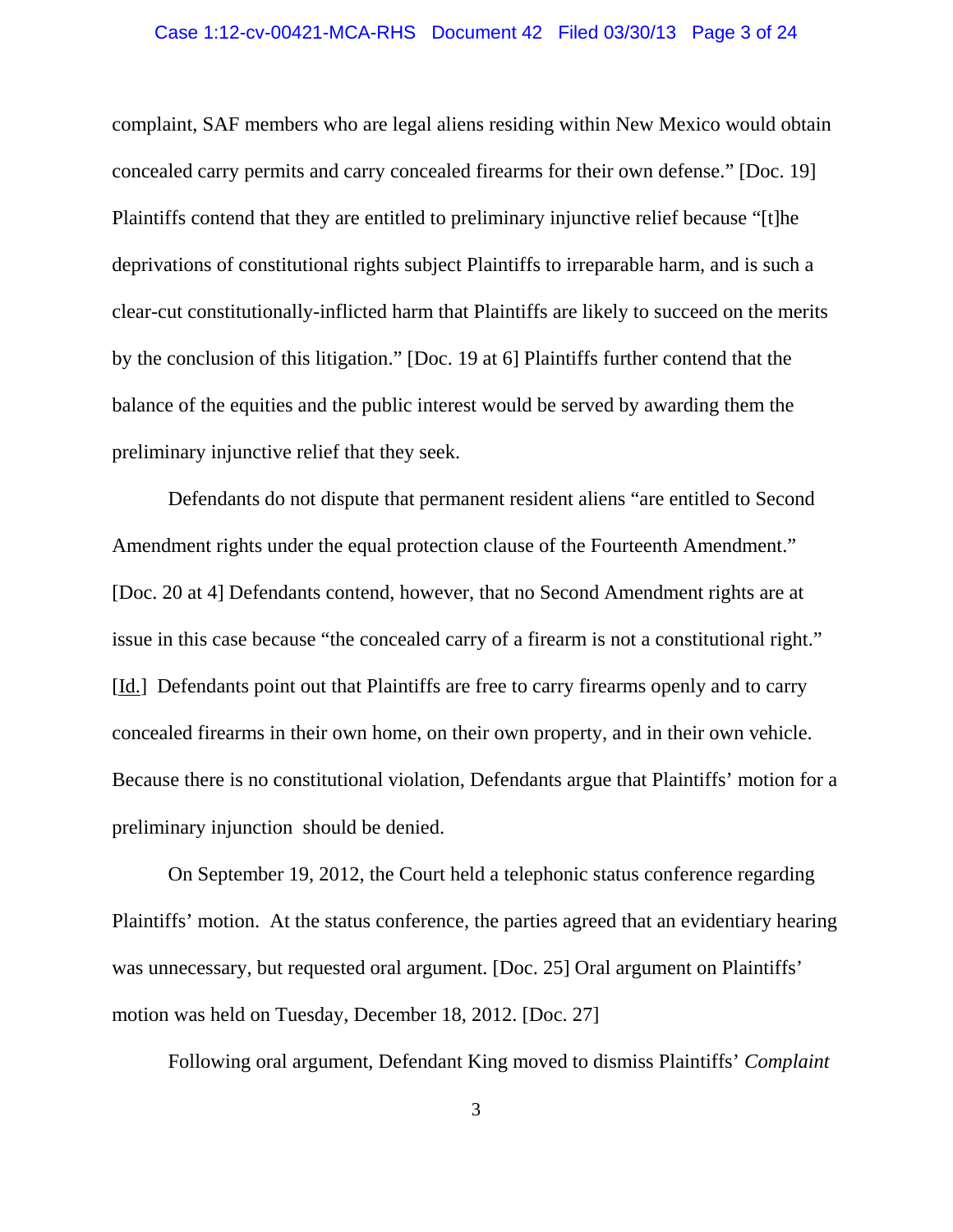complaint, SAF members who are legal aliens residing within New Mexico would obtain concealed carry permits and carry concealed firearms for their own defense." [Doc. 19] Plaintiffs contend that they are entitled to preliminary injunctive relief because "[t]he deprivations of constitutional rights subject Plaintiffs to irreparable harm, and is such a clear-cut constitutionally-inflicted harm that Plaintiffs are likely to succeed on the merits by the conclusion of this litigation." [Doc. 19 at 6] Plaintiffs further contend that the balance of the equities and the public interest would be served by awarding them the preliminary injunctive relief that they seek.

Defendants do not dispute that permanent resident aliens "are entitled to Second Amendment rights under the equal protection clause of the Fourteenth Amendment." [Doc. 20 at 4] Defendants contend, however, that no Second Amendment rights are at issue in this case because "the concealed carry of a firearm is not a constitutional right." [Id.] Defendants point out that Plaintiffs are free to carry firearms openly and to carry concealed firearms in their own home, on their own property, and in their own vehicle. Because there is no constitutional violation, Defendants argue that Plaintiffs' motion for a preliminary injunction should be denied.

On September 19, 2012, the Court held a telephonic status conference regarding Plaintiffs' motion. At the status conference, the parties agreed that an evidentiary hearing was unnecessary, but requested oral argument. [Doc. 25] Oral argument on Plaintiffs' motion was held on Tuesday, December 18, 2012. [Doc. 27]

Following oral argument, Defendant King moved to dismiss Plaintiffs' *Complaint*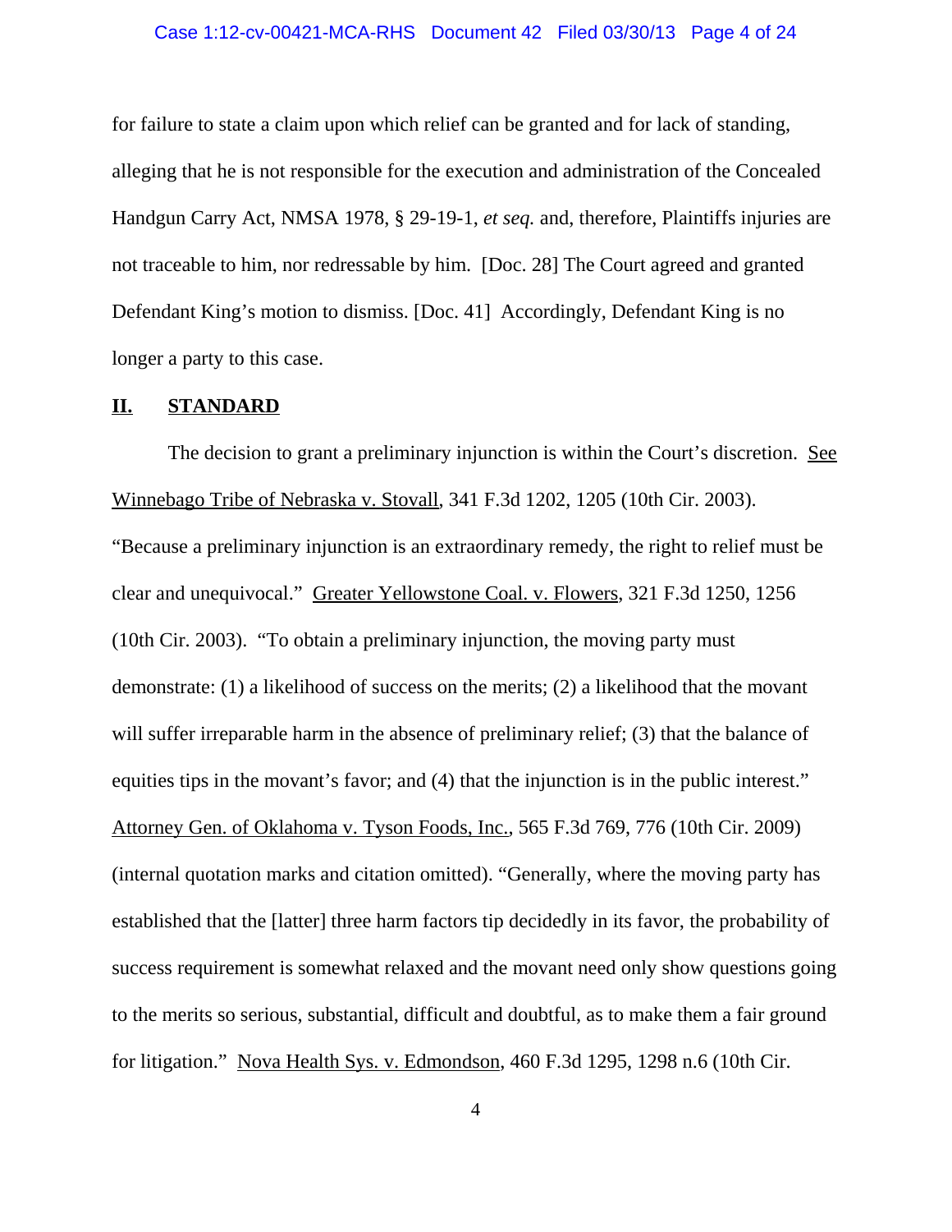for failure to state a claim upon which relief can be granted and for lack of standing, alleging that he is not responsible for the execution and administration of the Concealed Handgun Carry Act, NMSA 1978, § 29-19-1, *et seq.* and, therefore, Plaintiffs injuries are not traceable to him, nor redressable by him. [Doc. 28] The Court agreed and granted Defendant King's motion to dismiss. [Doc. 41] Accordingly, Defendant King is no longer a party to this case.

## **II. STANDARD**

The decision to grant a preliminary injunction is within the Court's discretion. See Winnebago Tribe of Nebraska v. Stovall, 341 F.3d 1202, 1205 (10th Cir. 2003). "Because a preliminary injunction is an extraordinary remedy, the right to relief must be clear and unequivocal." Greater Yellowstone Coal. v. Flowers, 321 F.3d 1250, 1256 (10th Cir. 2003). "To obtain a preliminary injunction, the moving party must demonstrate: (1) a likelihood of success on the merits; (2) a likelihood that the movant will suffer irreparable harm in the absence of preliminary relief; (3) that the balance of equities tips in the movant's favor; and (4) that the injunction is in the public interest." Attorney Gen. of Oklahoma v. Tyson Foods, Inc., 565 F.3d 769, 776 (10th Cir. 2009) (internal quotation marks and citation omitted). "Generally, where the moving party has established that the [latter] three harm factors tip decidedly in its favor, the probability of success requirement is somewhat relaxed and the movant need only show questions going to the merits so serious, substantial, difficult and doubtful, as to make them a fair ground for litigation." Nova Health Sys. v. Edmondson, 460 F.3d 1295, 1298 n.6 (10th Cir.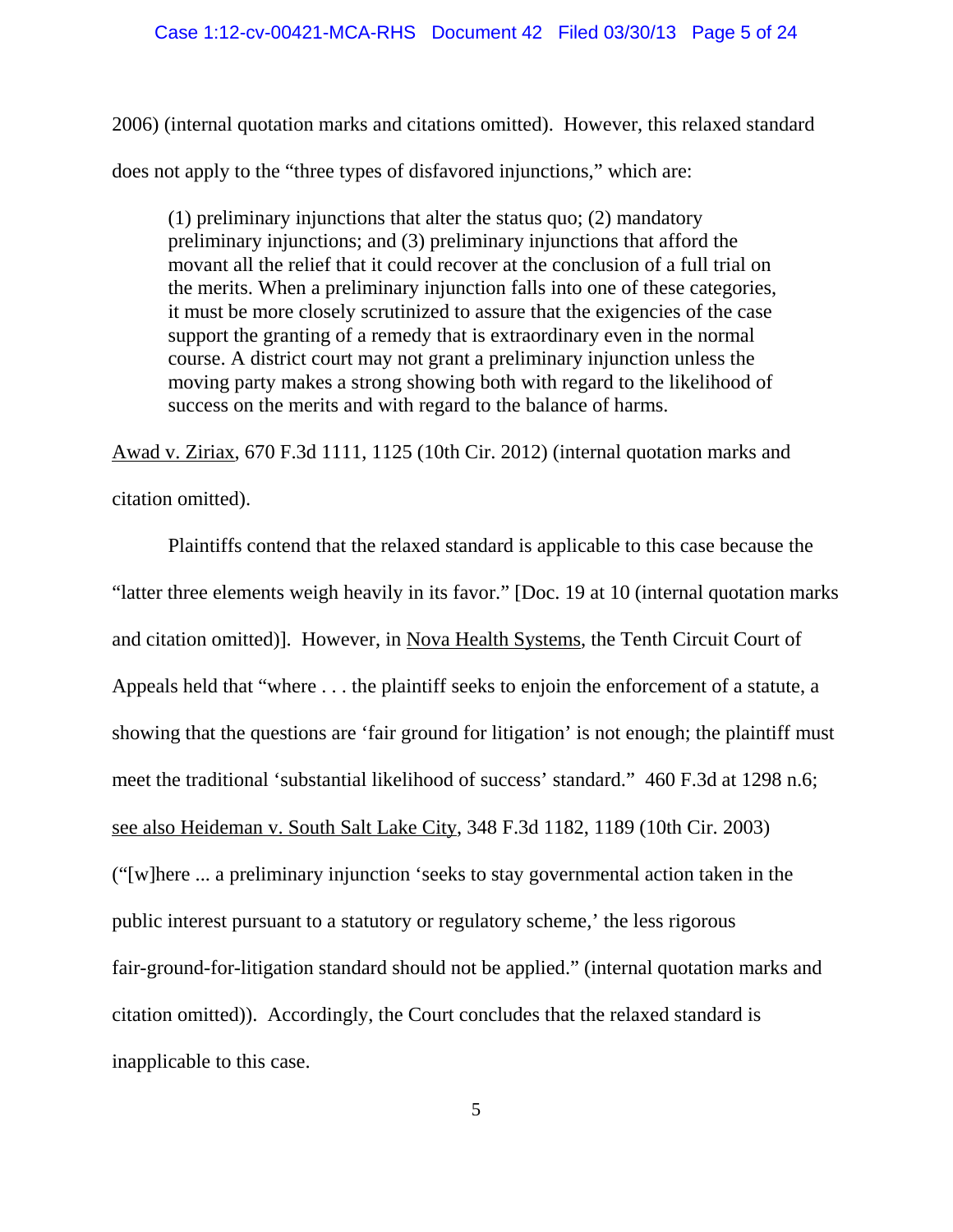2006) (internal quotation marks and citations omitted). However, this relaxed standard does not apply to the "three types of disfavored injunctions," which are:

> (1) preliminary injunctions that alter the status quo; (2) mandatory preliminary injunctions; and (3) preliminary injunctions that afford the movant all the relief that it could recover at the conclusion of a full trial on the merits. When a preliminary injunction falls into one of these categories, it must be more closely scrutinized to assure that the exigencies of the case support the granting of a remedy that is extraordinary even in the normal course. A district court may not grant a preliminary injunction unless the moving party makes a strong showing both with regard to the likelihood of success on the merits and with regard to the balance of harms.

Awad v. Ziriax, 670 F.3d 1111, 1125 (10th Cir. 2012) (internal quotation marks and citation omitted).

Plaintiffs contend that the relaxed standard is applicable to this case because the "latter three elements weigh heavily in its favor." [Doc. 19 at 10 (internal quotation marks and citation omitted)]. However, in Nova Health Systems, the Tenth Circuit Court of Appeals held that "where . . . the plaintiff seeks to enjoin the enforcement of a statute, a showing that the questions are 'fair ground for litigation' is not enough; the plaintiff must meet the traditional 'substantial likelihood of success' standard." 460 F.3d at 1298 n.6; see also Heideman v. South Salt Lake City, 348 F.3d 1182, 1189 (10th Cir. 2003) ("[w]here ... a preliminary injunction 'seeks to stay governmental action taken in the public interest pursuant to a statutory or regulatory scheme,' the less rigorous fair-ground-for-litigation standard should not be applied." (internal quotation marks and citation omitted)). Accordingly, the Court concludes that the relaxed standard is inapplicable to this case.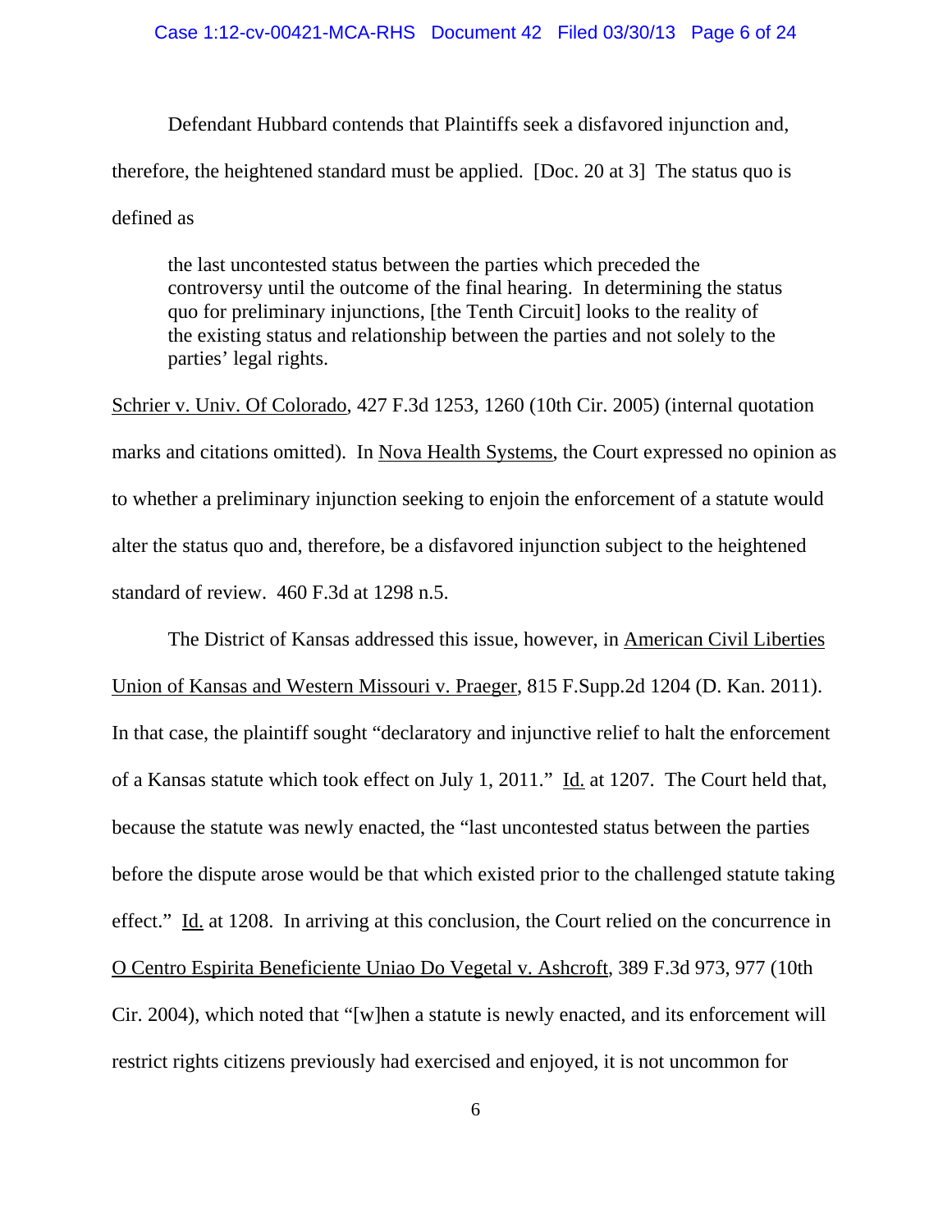Defendant Hubbard contends that Plaintiffs seek a disfavored injunction and, therefore, the heightened standard must be applied. [Doc. 20 at 3] The status quo is defined as

> the last uncontested status between the parties which preceded the controversy until the outcome of the final hearing. In determining the status quo for preliminary injunctions, [the Tenth Circuit] looks to the reality of the existing status and relationship between the parties and not solely to the parties' legal rights.

Schrier v. Univ. Of Colorado, 427 F.3d 1253, 1260 (10th Cir. 2005) (internal quotation marks and citations omitted). In Nova Health Systems, the Court expressed no opinion as to whether a preliminary injunction seeking to enjoin the enforcement of a statute would alter the status quo and, therefore, be a disfavored injunction subject to the heightened standard of review. 460 F.3d at 1298 n.5.

The District of Kansas addressed this issue, however, in American Civil Liberties Union of Kansas and Western Missouri v. Praeger, 815 F.Supp.2d 1204 (D. Kan. 2011). In that case, the plaintiff sought "declaratory and injunctive relief to halt the enforcement of a Kansas statute which took effect on July 1, 2011." Id. at 1207. The Court held that, because the statute was newly enacted, the "last uncontested status between the parties before the dispute arose would be that which existed prior to the challenged statute taking effect." Id. at 1208. In arriving at this conclusion, the Court relied on the concurrence in O Centro Espirita Beneficiente Uniao Do Vegetal v. Ashcroft, 389 F.3d 973, 977 (10th Cir. 2004), which noted that "[w]hen a statute is newly enacted, and its enforcement will restrict rights citizens previously had exercised and enjoyed, it is not uncommon for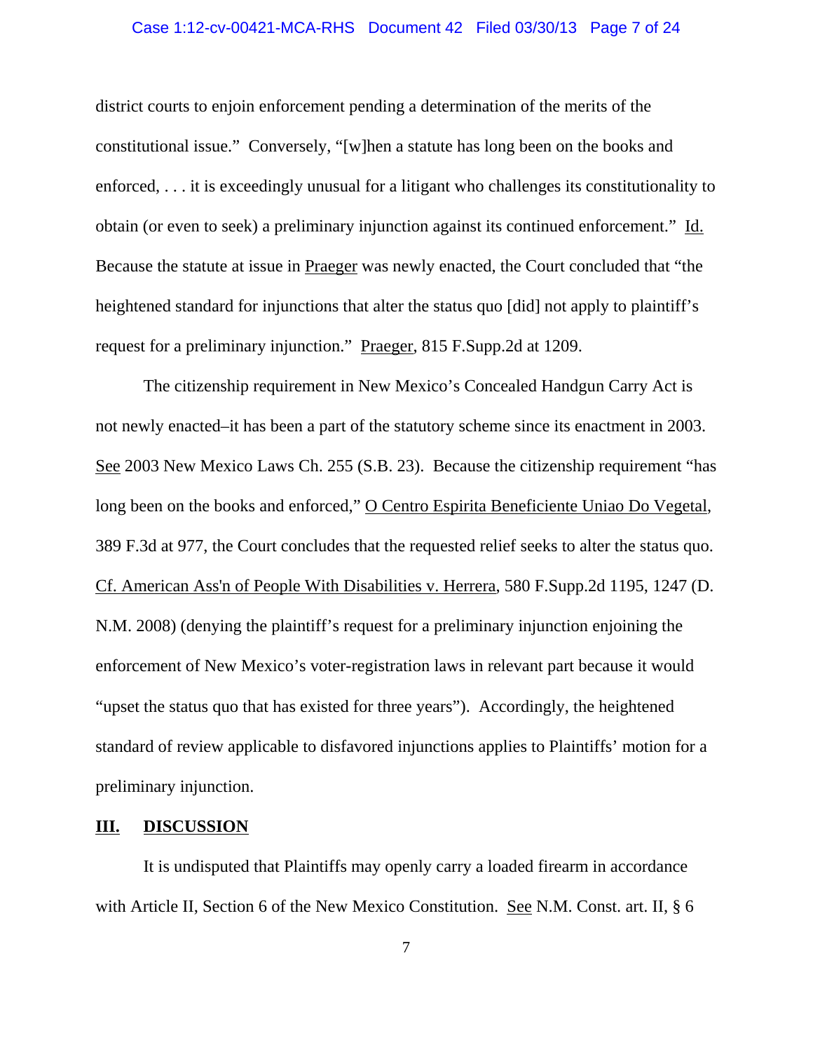district courts to enjoin enforcement pending a determination of the merits of the constitutional issue." Conversely, "[w]hen a statute has long been on the books and enforced, . . . it is exceedingly unusual for a litigant who challenges its constitutionality to obtain (or even to seek) a preliminary injunction against its continued enforcement." Id. Because the statute at issue in Praeger was newly enacted, the Court concluded that "the heightened standard for injunctions that alter the status quo [did] not apply to plaintiff's request for a preliminary injunction." Praeger, 815 F.Supp.2d at 1209.

The citizenship requirement in New Mexico's Concealed Handgun Carry Act is not newly enacted–it has been a part of the statutory scheme since its enactment in 2003. See 2003 New Mexico Laws Ch. 255 (S.B. 23). Because the citizenship requirement "has long been on the books and enforced," O Centro Espirita Beneficiente Uniao Do Vegetal, 389 F.3d at 977, the Court concludes that the requested relief seeks to alter the status quo. Cf. American Ass'n of People With Disabilities v. Herrera, 580 F.Supp.2d 1195, 1247 (D. N.M. 2008) (denying the plaintiff's request for a preliminary injunction enjoining the enforcement of New Mexico's voter-registration laws in relevant part because it would "upset the status quo that has existed for three years"). Accordingly, the heightened standard of review applicable to disfavored injunctions applies to Plaintiffs' motion for a preliminary injunction.

## III. DISCUSSION

It is undisputed that Plaintiffs may openly carry a loaded firearm in accordance with Article II, Section 6 of the New Mexico Constitution. See N.M. Const. art. II, § 6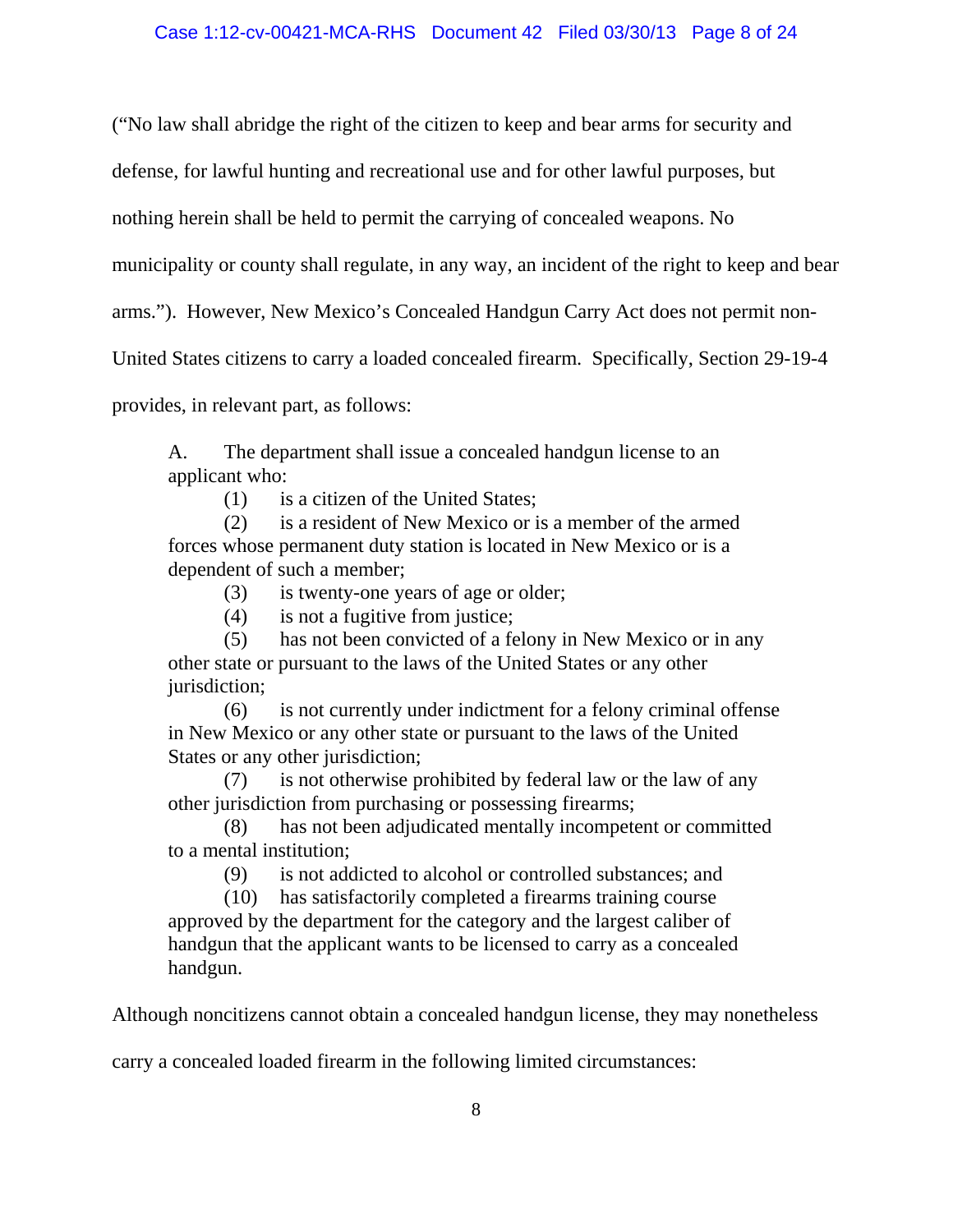("No law shall abridge the right of the citizen to keep and bear arms for security and defense, for lawful hunting and recreational use and for other lawful purposes, but nothing herein shall be held to permit the carrying of concealed weapons. No municipality or county shall regulate, in any way, an incident of the right to keep and bear arms."). However, New Mexico's Concealed Handgun Carry Act does not permit non-United States citizens to carry a loaded concealed firearm. Specifically, Section 29-19-4 provides, in relevant part, as follows:

> A. The department shall issue a concealed handgun license to an applicant who:
>
> (1) is a citizen of the United States;
>
> (2) is a resident of New Mexico or is a member of the armed forces whose permanent duty station is located in New Mexico or is a dependent of such a member;
>
> (3) is twenty-one years of age or older;
>
> (4) is not a fugitive from justice;
>
> (5) has not been convicted of a felony in New Mexico or in any other state or pursuant to the laws of the United States or any other jurisdiction;
>
> (6) is not currently under indictment for a felony criminal offense in New Mexico or any other state or pursuant to the laws of the United States or any other jurisdiction;
>
> (7) is not otherwise prohibited by federal law or the law of any other jurisdiction from purchasing or possessing firearms;
>
> (8) has not been adjudicated mentally incompetent or committed to a mental institution;
>
> (9) is not addicted to alcohol or controlled substances; and
>
> (10) has satisfactorily completed a firearms training course approved by the department for the category and the largest caliber of handgun that the applicant wants to be licensed to carry as a concealed handgun.

Although noncitizens cannot obtain a concealed handgun license, they may nonetheless carry a concealed loaded firearm in the following limited circumstances: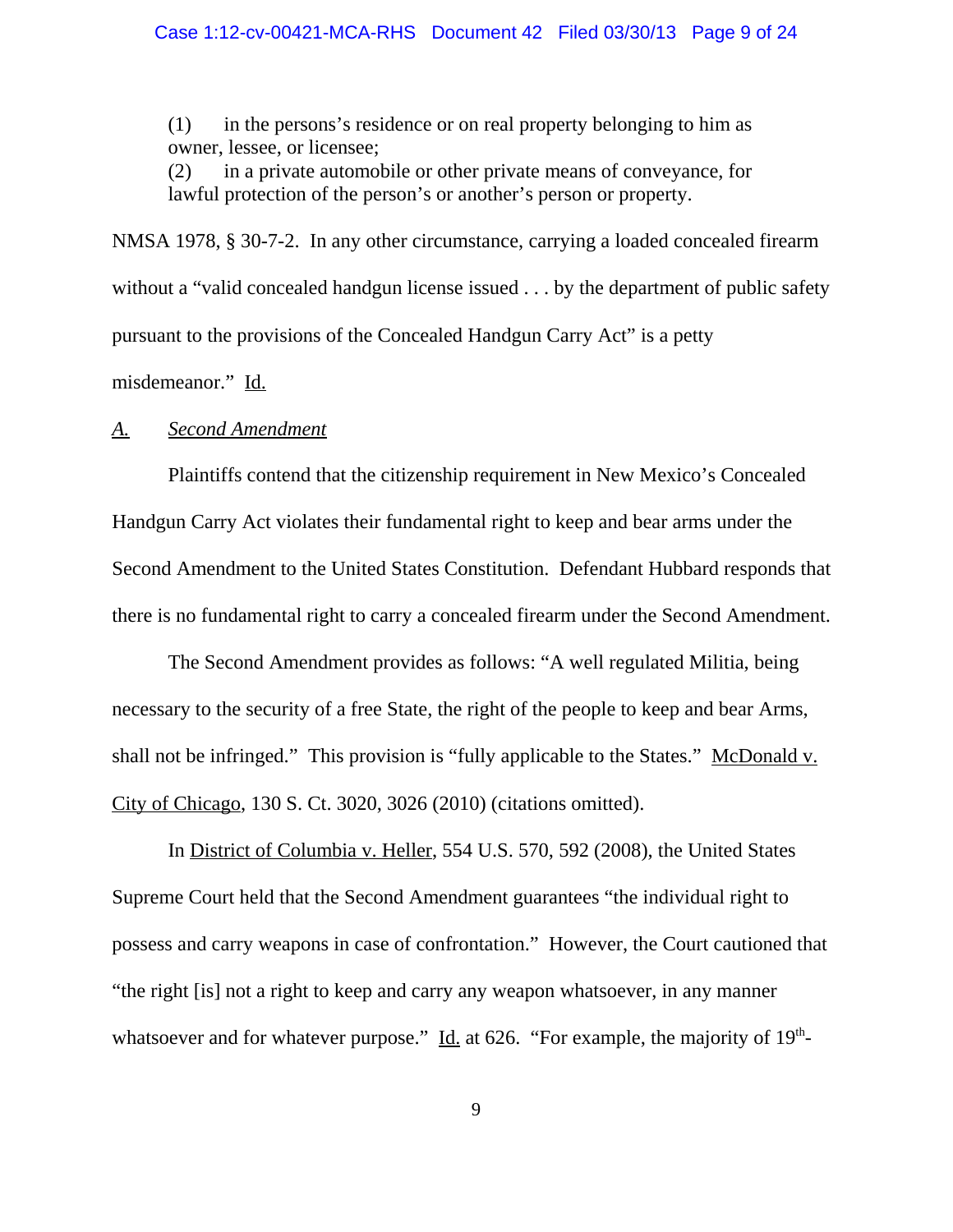(1) in the persons's residence or on real property belonging to him as owner, lessee, or licensee;

(2) in a private automobile or other private means of conveyance, for lawful protection of the person's or another's person or property.

NMSA 1978, § 30-7-2. In any other circumstance, carrying a loaded concealed firearm without a "valid concealed handgun license issued . . . by the department of public safety pursuant to the provisions of the Concealed Handgun Carry Act" is a petty misdemeanor." Id.

*A. Second Amendment*

Plaintiffs contend that the citizenship requirement in New Mexico's Concealed Handgun Carry Act violates their fundamental right to keep and bear arms under the Second Amendment to the United States Constitution. Defendant Hubbard responds that there is no fundamental right to carry a concealed firearm under the Second Amendment.

The Second Amendment provides as follows: "A well regulated Militia, being necessary to the security of a free State, the right of the people to keep and bear Arms, shall not be infringed." This provision is "fully applicable to the States." McDonald v. City of Chicago, 130 S. Ct. 3020, 3026 (2010) (citations omitted).

In District of Columbia v. Heller, 554 U.S. 570, 592 (2008), the United States Supreme Court held that the Second Amendment guarantees "the individual right to possess and carry weapons in case of confrontation." However, the Court cautioned that "the right [is] not a right to keep and carry any weapon whatsoever, in any manner whatsoever and for whatever purpose." Id. at 626. "For example, the majority of 19th-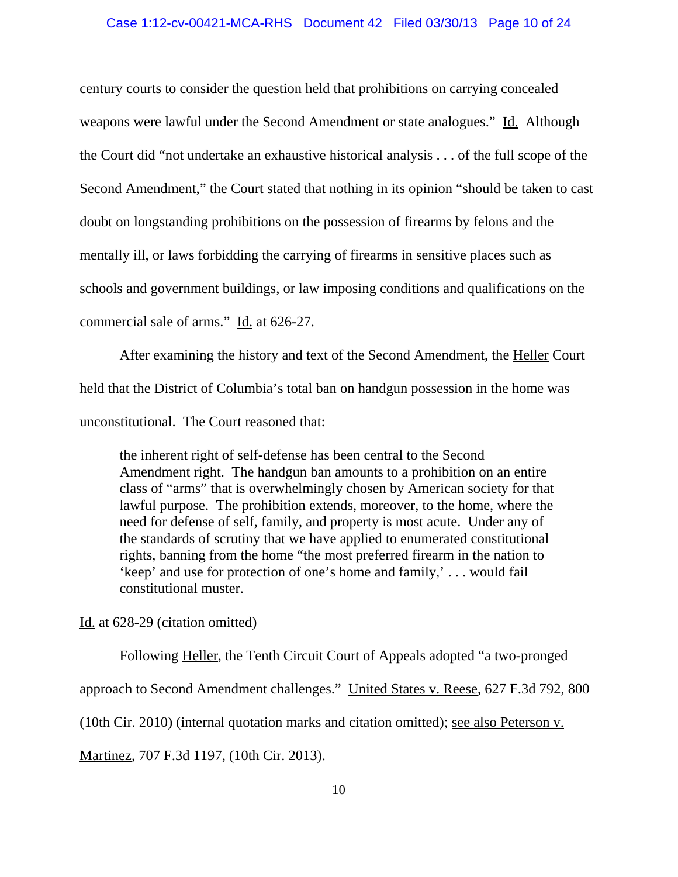century courts to consider the question held that prohibitions on carrying concealed weapons were lawful under the Second Amendment or state analogues." Id. Although the Court did "not undertake an exhaustive historical analysis . . . of the full scope of the Second Amendment," the Court stated that nothing in its opinion "should be taken to cast doubt on longstanding prohibitions on the possession of firearms by felons and the mentally ill, or laws forbidding the carrying of firearms in sensitive places such as schools and government buildings, or law imposing conditions and qualifications on the commercial sale of arms." Id. at 626-27.

After examining the history and text of the Second Amendment, the Heller Court held that the District of Columbia's total ban on handgun possession in the home was unconstitutional. The Court reasoned that:

> the inherent right of self-defense has been central to the Second Amendment right. The handgun ban amounts to a prohibition on an entire class of "arms" that is overwhelmingly chosen by American society for that lawful purpose. The prohibition extends, moreover, to the home, where the need for defense of self, family, and property is most acute. Under any of the standards of scrutiny that we have applied to enumerated constitutional rights, banning from the home "the most preferred firearm in the nation to 'keep' and use for protection of one's home and family,' . . . would fail constitutional muster.

Id. at 628-29 (citation omitted)

Following Heller, the Tenth Circuit Court of Appeals adopted "a two-pronged approach to Second Amendment challenges." United States v. Reese, 627 F.3d 792, 800 (10th Cir. 2010) (internal quotation marks and citation omitted); see also Peterson v. Martinez, 707 F.3d 1197, (10th Cir. 2013).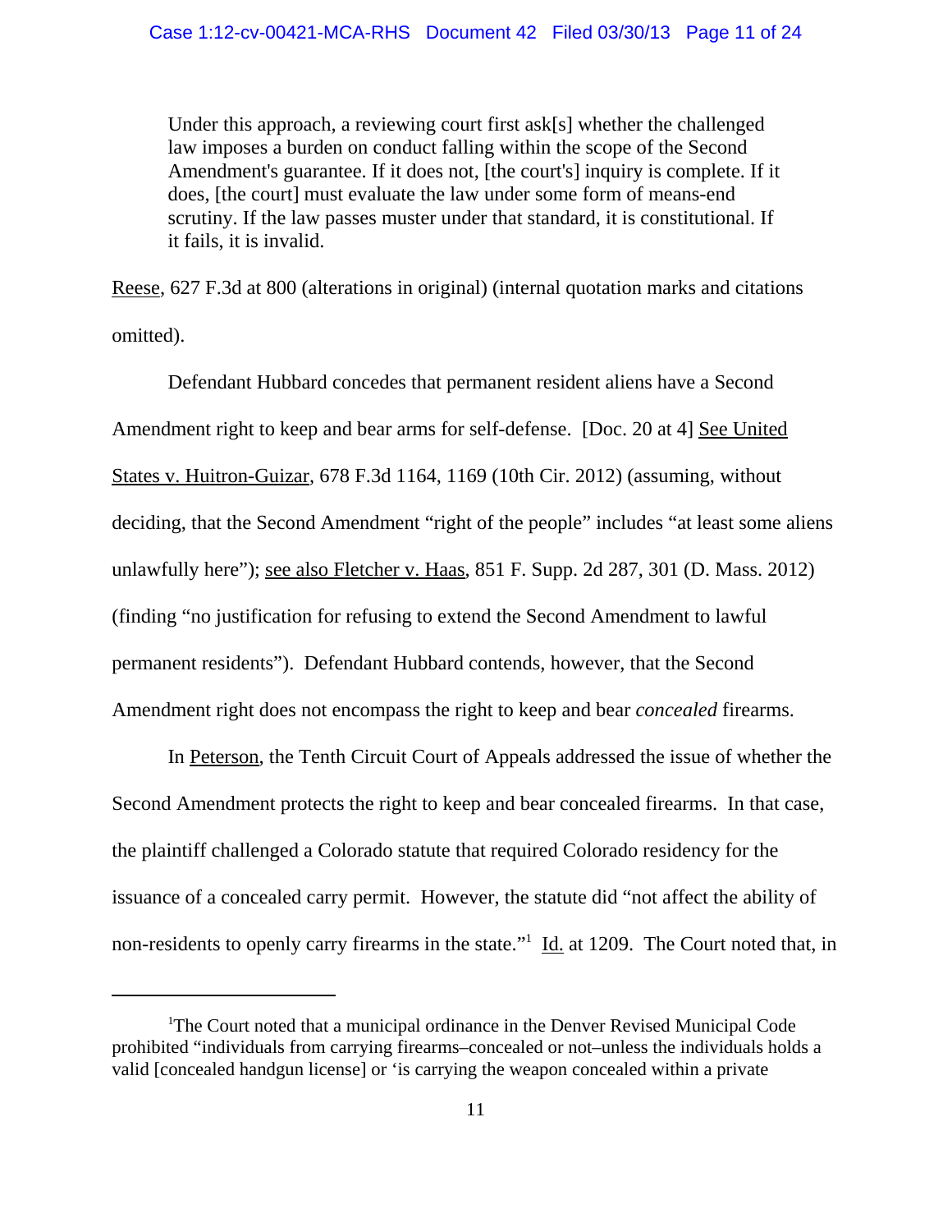> Under this approach, a reviewing court first ask[s] whether the challenged law imposes a burden on conduct falling within the scope of the Second Amendment's guarantee. If it does not, [the court's] inquiry is complete. If it does, [the court] must evaluate the law under some form of means-end scrutiny. If the law passes muster under that standard, it is constitutional. If it fails, it is invalid.

Reese, 627 F.3d at 800 (alterations in original) (internal quotation marks and citations omitted).

Defendant Hubbard concedes that permanent resident aliens have a Second Amendment right to keep and bear arms for self-defense. [Doc. 20 at 4] See United States v. Huitron-Guizar, 678 F.3d 1164, 1169 (10th Cir. 2012) (assuming, without deciding, that the Second Amendment "right of the people" includes "at least some aliens unlawfully here"); see also Fletcher v. Haas, 851 F. Supp. 2d 287, 301 (D. Mass. 2012) (finding "no justification for refusing to extend the Second Amendment to lawful permanent residents"). Defendant Hubbard contends, however, that the Second Amendment right does not encompass the right to keep and bear *concealed* firearms.

In Peterson, the Tenth Circuit Court of Appeals addressed the issue of whether the Second Amendment protects the right to keep and bear concealed firearms. In that case, the plaintiff challenged a Colorado statute that required Colorado residency for the issuance of a concealed carry permit. However, the statute did "not affect the ability of non-residents to openly carry firearms in the state."[1] Id. at 1209. The Court noted that, in

[1] The Court noted that a municipal ordinance in the Denver Revised Municipal Code prohibited "individuals from carrying firearms–concealed or not–unless the individuals holds a valid [concealed handgun license] or 'is carrying the weapon concealed within a private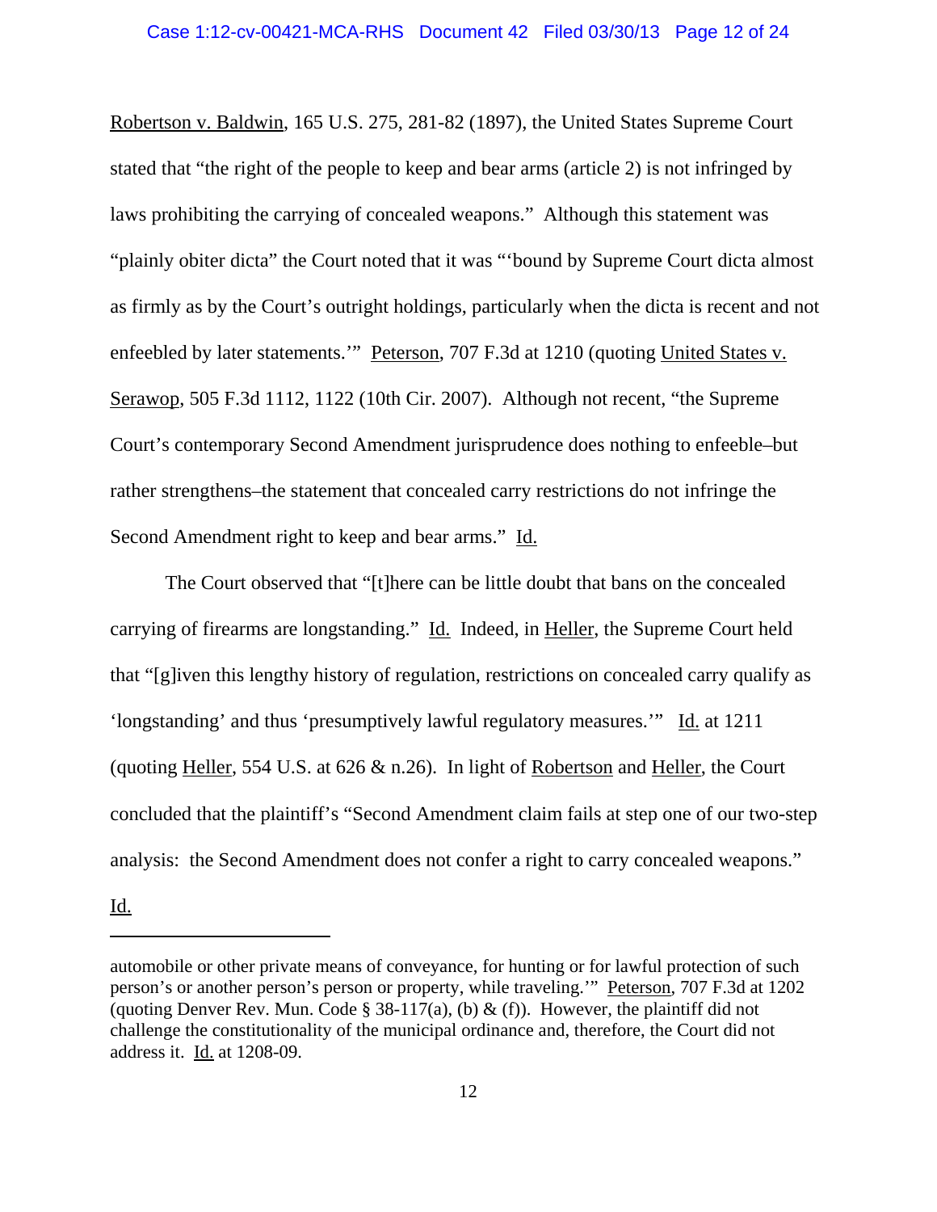Robertson v. Baldwin, 165 U.S. 275, 281-82 (1897), the United States Supreme Court stated that "the right of the people to keep and bear arms (article 2) is not infringed by laws prohibiting the carrying of concealed weapons." Although this statement was "plainly obiter dicta" the Court noted that it was "'bound by Supreme Court dicta almost as firmly as by the Court's outright holdings, particularly when the dicta is recent and not enfeebled by later statements.'" Peterson, 707 F.3d at 1210 (quoting United States v. Serawop, 505 F.3d 1112, 1122 (10th Cir. 2007). Although not recent, "the Supreme Court's contemporary Second Amendment jurisprudence does nothing to enfeeble–but rather strengthens–the statement that concealed carry restrictions do not infringe the Second Amendment right to keep and bear arms." Id.

The Court observed that "[t]here can be little doubt that bans on the concealed carrying of firearms are longstanding." Id. Indeed, in Heller, the Supreme Court held that "[g]iven this lengthy history of regulation, restrictions on concealed carry qualify as 'longstanding' and thus 'presumptively lawful regulatory measures.'" Id. at 1211 (quoting Heller, 554 U.S. at 626 & n.26). In light of Robertson and Heller, the Court concluded that the plaintiff's "Second Amendment claim fails at step one of our two-step analysis: the Second Amendment does not confer a right to carry concealed weapons." Id.

---

automobile or other private means of conveyance, for hunting or for lawful protection of such person's or another person's person or property, while traveling.'" Peterson, 707 F.3d at 1202 (quoting Denver Rev. Mun. Code § 38-117(a), (b) & (f)). However, the plaintiff did not challenge the constitutionality of the municipal ordinance and, therefore, the Court did not address it. Id. at 1208-09.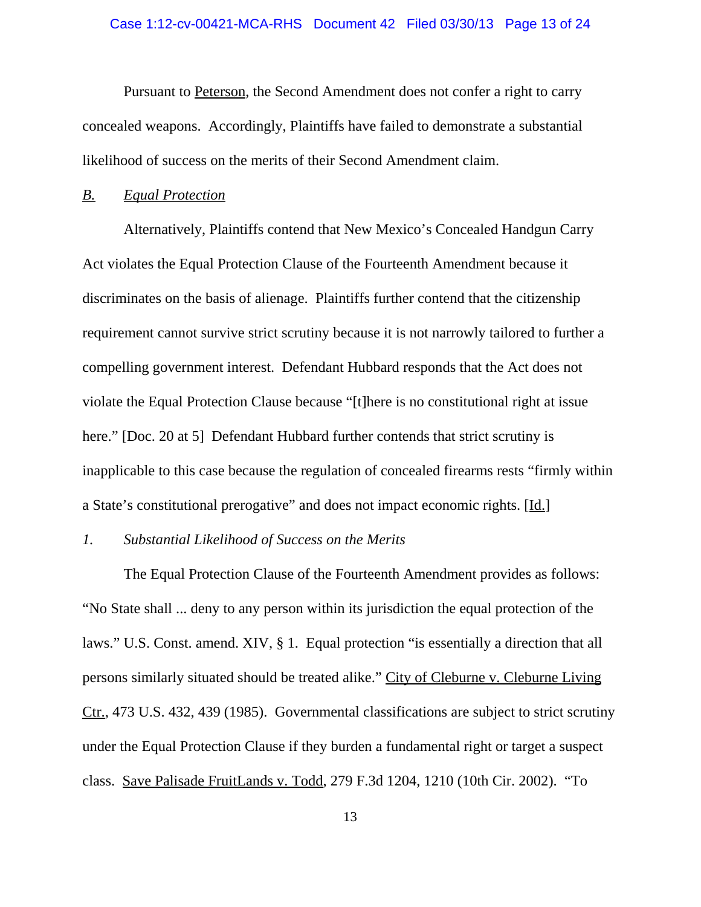Pursuant to Peterson, the Second Amendment does not confer a right to carry concealed weapons. Accordingly, Plaintiffs have failed to demonstrate a substantial likelihood of success on the merits of their Second Amendment claim.

### *B. Equal Protection*

Alternatively, Plaintiffs contend that New Mexico's Concealed Handgun Carry Act violates the Equal Protection Clause of the Fourteenth Amendment because it discriminates on the basis of alienage. Plaintiffs further contend that the citizenship requirement cannot survive strict scrutiny because it is not narrowly tailored to further a compelling government interest. Defendant Hubbard responds that the Act does not violate the Equal Protection Clause because "[t]here is no constitutional right at issue here." [Doc. 20 at 5] Defendant Hubbard further contends that strict scrutiny is inapplicable to this case because the regulation of concealed firearms rests "firmly within a State's constitutional prerogative" and does not impact economic rights. [Id.]

#### *1. Substantial Likelihood of Success on the Merits*

The Equal Protection Clause of the Fourteenth Amendment provides as follows: "No State shall ... deny to any person within its jurisdiction the equal protection of the laws." U.S. Const. amend. XIV, § 1. Equal protection "is essentially a direction that all persons similarly situated should be treated alike." City of Cleburne v. Cleburne Living Ctr., 473 U.S. 432, 439 (1985). Governmental classifications are subject to strict scrutiny under the Equal Protection Clause if they burden a fundamental right or target a suspect class. Save Palisade FruitLands v. Todd, 279 F.3d 1204, 1210 (10th Cir. 2002). "To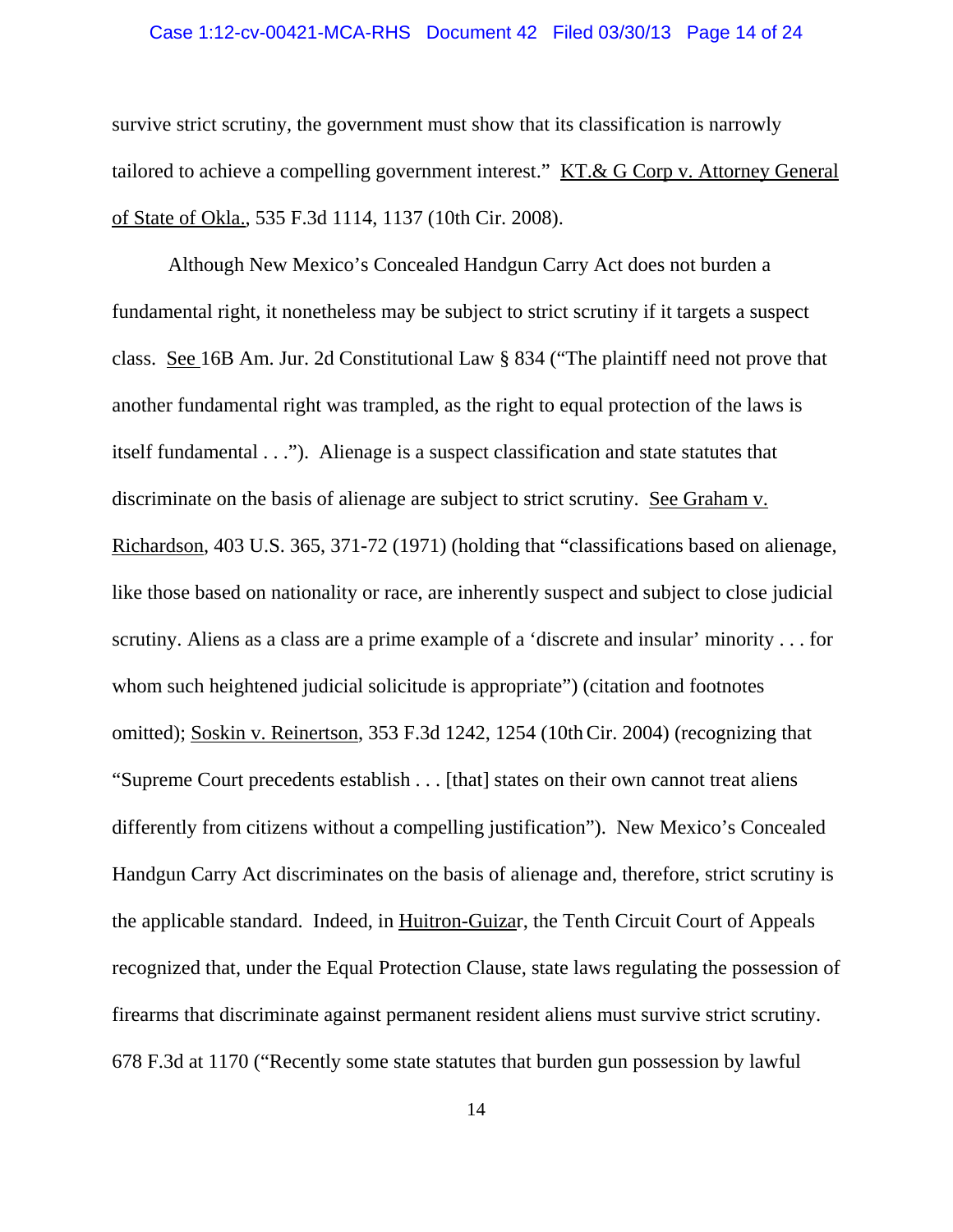survive strict scrutiny, the government must show that its classification is narrowly tailored to achieve a compelling government interest." KT.& G Corp v. Attorney General of State of Okla., 535 F.3d 1114, 1137 (10th Cir. 2008).

Although New Mexico's Concealed Handgun Carry Act does not burden a fundamental right, it nonetheless may be subject to strict scrutiny if it targets a suspect class. See 16B Am. Jur. 2d Constitutional Law § 834 ("The plaintiff need not prove that another fundamental right was trampled, as the right to equal protection of the laws is itself fundamental . . ."). Alienage is a suspect classification and state statutes that discriminate on the basis of alienage are subject to strict scrutiny. See Graham v. Richardson, 403 U.S. 365, 371-72 (1971) (holding that "classifications based on alienage, like those based on nationality or race, are inherently suspect and subject to close judicial scrutiny. Aliens as a class are a prime example of a 'discrete and insular' minority . . . for whom such heightened judicial solicitude is appropriate") (citation and footnotes omitted); Soskin v. Reinertson, 353 F.3d 1242, 1254 (10th Cir. 2004) (recognizing that "Supreme Court precedents establish . . . [that] states on their own cannot treat aliens differently from citizens without a compelling justification"). New Mexico's Concealed Handgun Carry Act discriminates on the basis of alienage and, therefore, strict scrutiny is the applicable standard. Indeed, in Huitron-Guizar, the Tenth Circuit Court of Appeals recognized that, under the Equal Protection Clause, state laws regulating the possession of firearms that discriminate against permanent resident aliens must survive strict scrutiny. 678 F.3d at 1170 ("Recently some state statutes that burden gun possession by lawful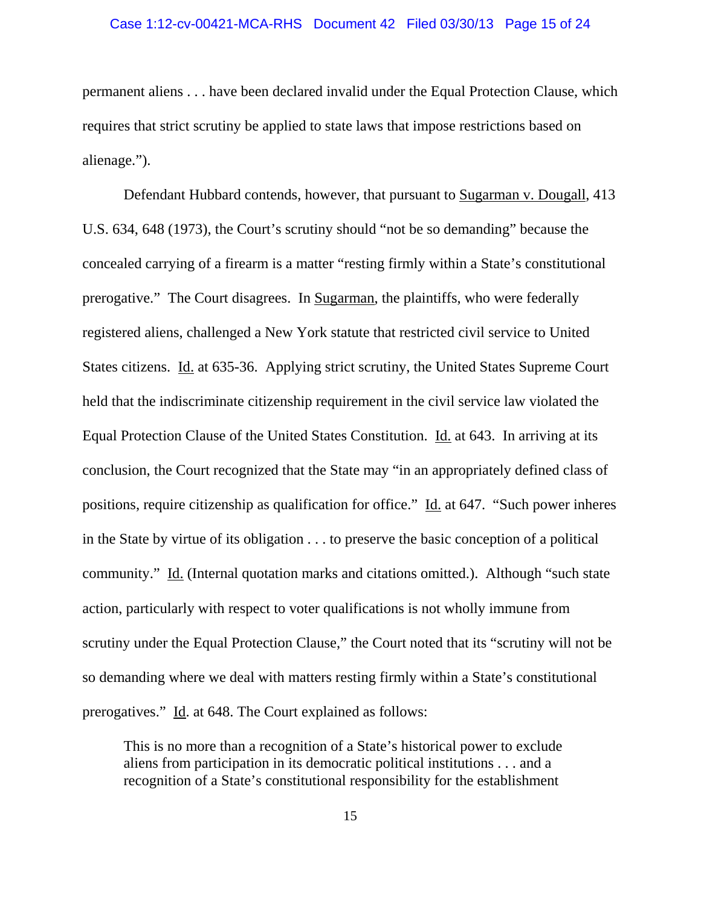permanent aliens . . . have been declared invalid under the Equal Protection Clause, which requires that strict scrutiny be applied to state laws that impose restrictions based on alienage.").

Defendant Hubbard contends, however, that pursuant to Sugarman v. Dougall, 413 U.S. 634, 648 (1973), the Court's scrutiny should "not be so demanding" because the concealed carrying of a firearm is a matter "resting firmly within a State's constitutional prerogative." The Court disagrees. In Sugarman, the plaintiffs, who were federally registered aliens, challenged a New York statute that restricted civil service to United States citizens. Id. at 635-36. Applying strict scrutiny, the United States Supreme Court held that the indiscriminate citizenship requirement in the civil service law violated the Equal Protection Clause of the United States Constitution. Id. at 643. In arriving at its conclusion, the Court recognized that the State may "in an appropriately defined class of positions, require citizenship as qualification for office." Id. at 647. "Such power inheres in the State by virtue of its obligation . . . to preserve the basic conception of a political community." Id. (Internal quotation marks and citations omitted.). Although "such state action, particularly with respect to voter qualifications is not wholly immune from scrutiny under the Equal Protection Clause," the Court noted that its "scrutiny will not be so demanding where we deal with matters resting firmly within a State's constitutional prerogatives." Id. at 648. The Court explained as follows:

> This is no more than a recognition of a State's historical power to exclude aliens from participation in its democratic political institutions . . . and a recognition of a State's constitutional responsibility for the establishment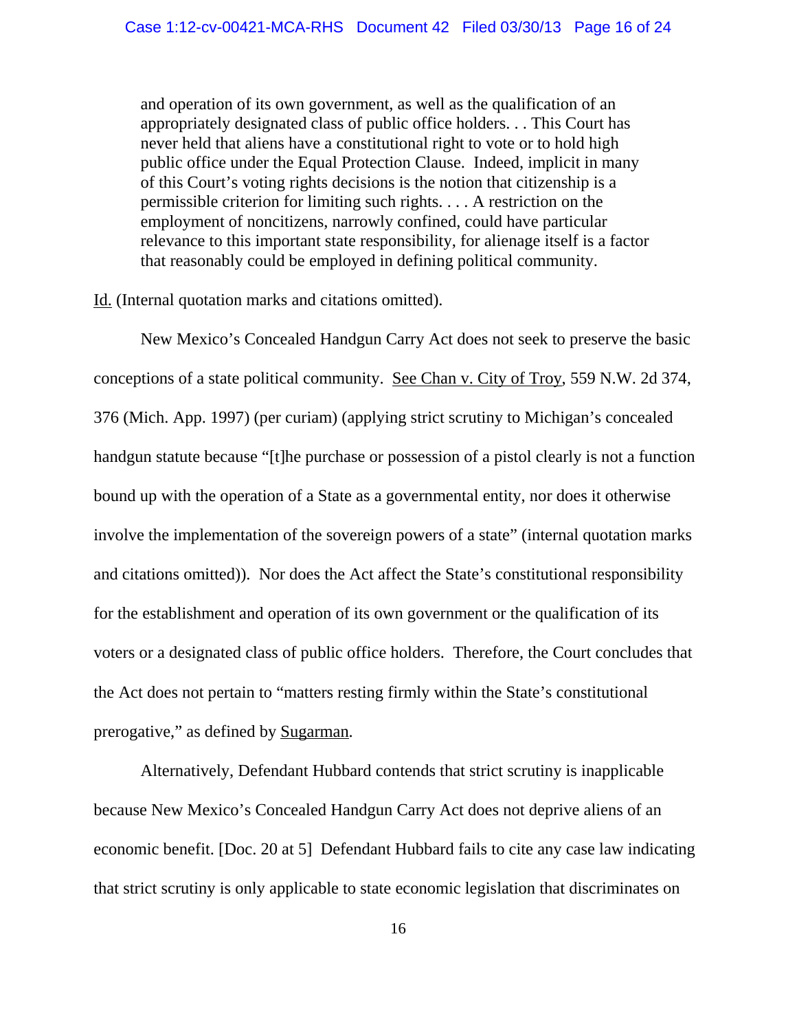> and operation of its own government, as well as the qualification of an appropriately designated class of public office holders. . . This Court has never held that aliens have a constitutional right to vote or to hold high public office under the Equal Protection Clause. Indeed, implicit in many of this Court's voting rights decisions is the notion that citizenship is a permissible criterion for limiting such rights. . . . A restriction on the employment of noncitizens, narrowly confined, could have particular relevance to this important state responsibility, for alienage itself is a factor that reasonably could be employed in defining political community.

Id. (Internal quotation marks and citations omitted).

New Mexico's Concealed Handgun Carry Act does not seek to preserve the basic conceptions of a state political community. See Chan v. City of Troy, 559 N.W. 2d 374, 376 (Mich. App. 1997) (per curiam) (applying strict scrutiny to Michigan's concealed handgun statute because "[t]he purchase or possession of a pistol clearly is not a function bound up with the operation of a State as a governmental entity, nor does it otherwise involve the implementation of the sovereign powers of a state" (internal quotation marks and citations omitted)). Nor does the Act affect the State's constitutional responsibility for the establishment and operation of its own government or the qualification of its voters or a designated class of public office holders. Therefore, the Court concludes that the Act does not pertain to "matters resting firmly within the State's constitutional prerogative," as defined by Sugarman.

Alternatively, Defendant Hubbard contends that strict scrutiny is inapplicable because New Mexico's Concealed Handgun Carry Act does not deprive aliens of an economic benefit. [Doc. 20 at 5] Defendant Hubbard fails to cite any case law indicating that strict scrutiny is only applicable to state economic legislation that discriminates on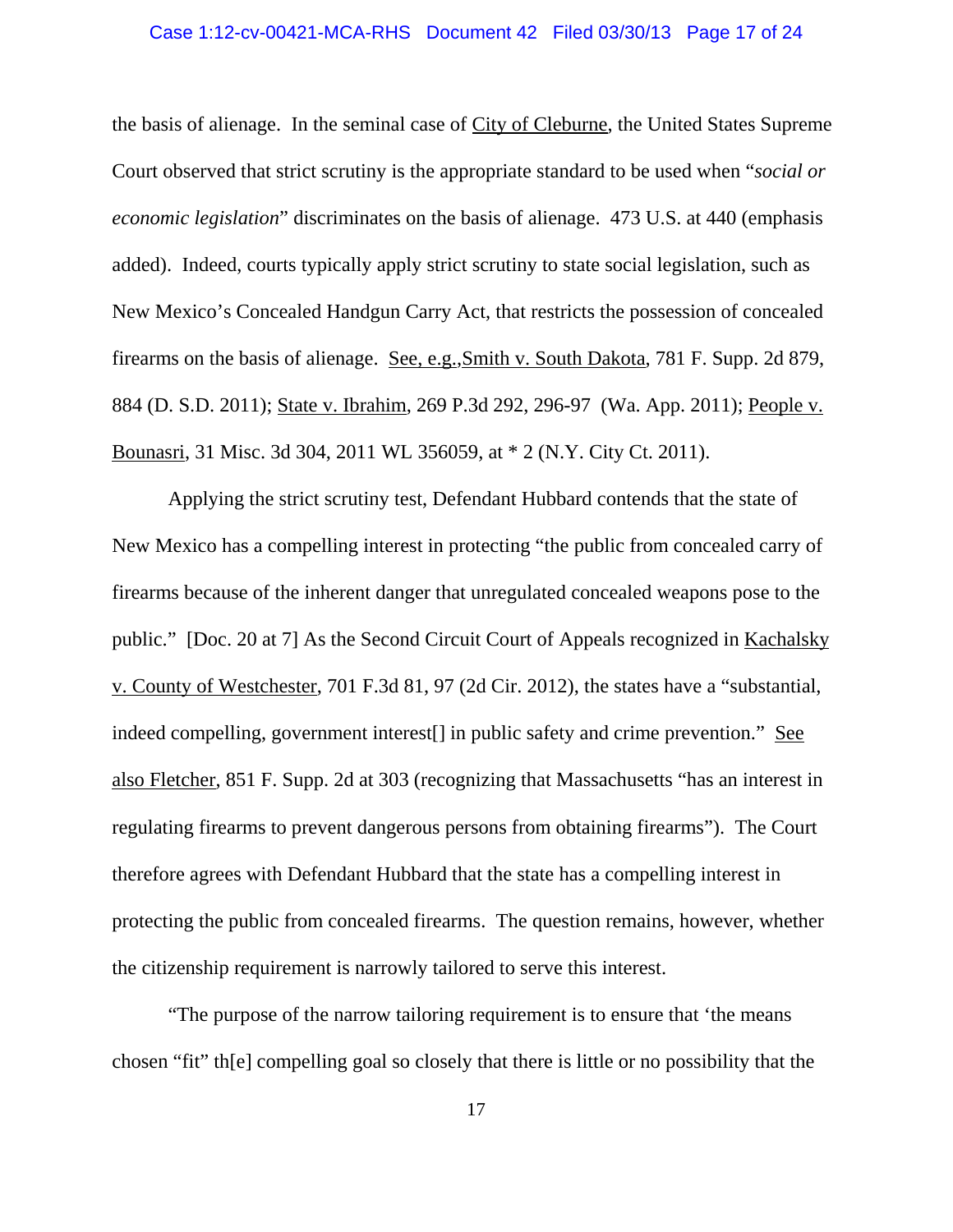the basis of alienage. In the seminal case of City of Cleburne, the United States Supreme Court observed that strict scrutiny is the appropriate standard to be used when "*social or economic legislation*" discriminates on the basis of alienage. 473 U.S. at 440 (emphasis added). Indeed, courts typically apply strict scrutiny to state social legislation, such as New Mexico's Concealed Handgun Carry Act, that restricts the possession of concealed firearms on the basis of alienage. See, e.g.,Smith v. South Dakota, 781 F. Supp. 2d 879, 884 (D. S.D. 2011); State v. Ibrahim, 269 P.3d 292, 296-97 (Wa. App. 2011); People v. Bounasri, 31 Misc. 3d 304, 2011 WL 356059, at * 2 (N.Y. City Ct. 2011).

Applying the strict scrutiny test, Defendant Hubbard contends that the state of New Mexico has a compelling interest in protecting "the public from concealed carry of firearms because of the inherent danger that unregulated concealed weapons pose to the public." [Doc. 20 at 7] As the Second Circuit Court of Appeals recognized in Kachalsky v. County of Westchester, 701 F.3d 81, 97 (2d Cir. 2012), the states have a "substantial, indeed compelling, government interest[] in public safety and crime prevention." See also Fletcher, 851 F. Supp. 2d at 303 (recognizing that Massachusetts "has an interest in regulating firearms to prevent dangerous persons from obtaining firearms"). The Court therefore agrees with Defendant Hubbard that the state has a compelling interest in protecting the public from concealed firearms. The question remains, however, whether the citizenship requirement is narrowly tailored to serve this interest.

"The purpose of the narrow tailoring requirement is to ensure that 'the means chosen "fit" th[e] compelling goal so closely that there is little or no possibility that the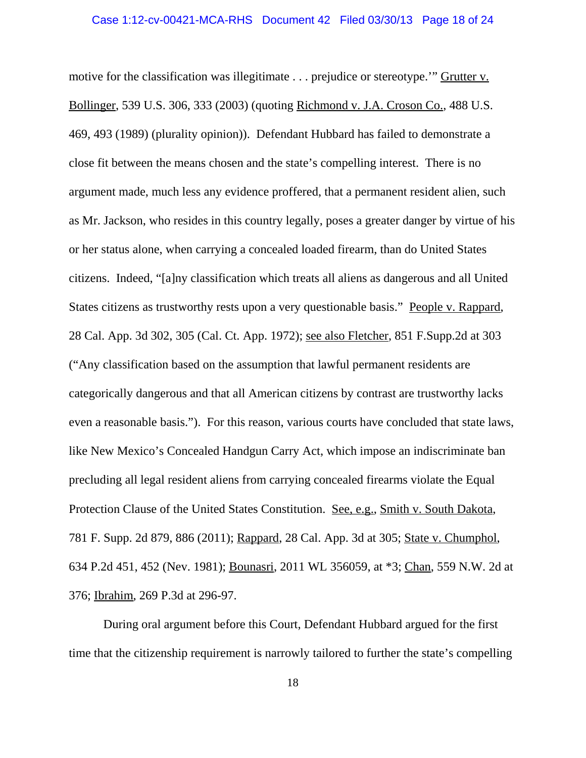motive for the classification was illegitimate . . . prejudice or stereotype.'" Grutter v. Bollinger, 539 U.S. 306, 333 (2003) (quoting Richmond v. J.A. Croson Co., 488 U.S. 469, 493 (1989) (plurality opinion)). Defendant Hubbard has failed to demonstrate a close fit between the means chosen and the state's compelling interest. There is no argument made, much less any evidence proffered, that a permanent resident alien, such as Mr. Jackson, who resides in this country legally, poses a greater danger by virtue of his or her status alone, when carrying a concealed loaded firearm, than do United States citizens. Indeed, "[a]ny classification which treats all aliens as dangerous and all United States citizens as trustworthy rests upon a very questionable basis." People v. Rappard, 28 Cal. App. 3d 302, 305 (Cal. Ct. App. 1972); see also Fletcher, 851 F.Supp.2d at 303 ("Any classification based on the assumption that lawful permanent residents are categorically dangerous and that all American citizens by contrast are trustworthy lacks even a reasonable basis."). For this reason, various courts have concluded that state laws, like New Mexico's Concealed Handgun Carry Act, which impose an indiscriminate ban precluding all legal resident aliens from carrying concealed firearms violate the Equal Protection Clause of the United States Constitution. See, e.g., Smith v. South Dakota, 781 F. Supp. 2d 879, 886 (2011); Rappard, 28 Cal. App. 3d at 305; State v. Chumphol, 634 P.2d 451, 452 (Nev. 1981); Bounasri, 2011 WL 356059, at *3; Chan, 559 N.W. 2d at 376; Ibrahim, 269 P.3d at 296-97.

During oral argument before this Court, Defendant Hubbard argued for the first time that the citizenship requirement is narrowly tailored to further the state's compelling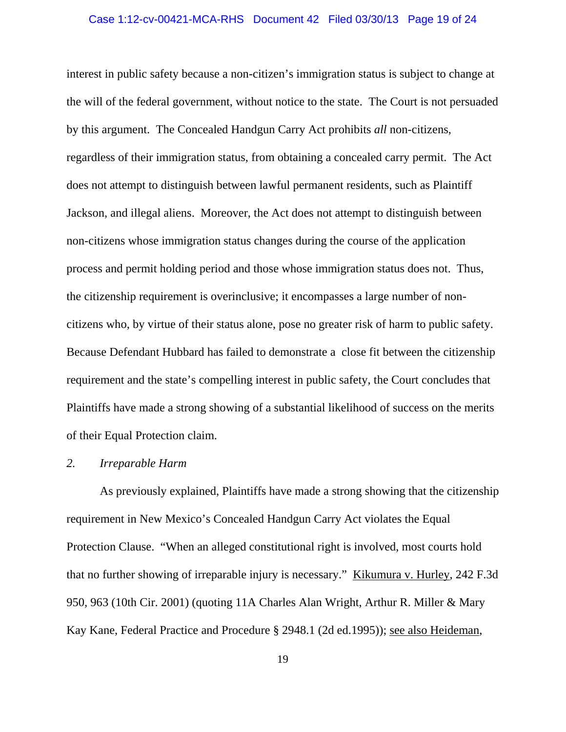interest in public safety because a non-citizen's immigration status is subject to change at the will of the federal government, without notice to the state. The Court is not persuaded by this argument. The Concealed Handgun Carry Act prohibits *all* non-citizens, regardless of their immigration status, from obtaining a concealed carry permit. The Act does not attempt to distinguish between lawful permanent residents, such as Plaintiff Jackson, and illegal aliens. Moreover, the Act does not attempt to distinguish between non-citizens whose immigration status changes during the course of the application process and permit holding period and those whose immigration status does not. Thus, the citizenship requirement is overinclusive; it encompasses a large number of non-citizens who, by virtue of their status alone, pose no greater risk of harm to public safety. Because Defendant Hubbard has failed to demonstrate a close fit between the citizenship requirement and the state's compelling interest in public safety, the Court concludes that Plaintiffs have made a strong showing of a substantial likelihood of success on the merits of their Equal Protection claim.

*2. Irreparable Harm*

As previously explained, Plaintiffs have made a strong showing that the citizenship requirement in New Mexico's Concealed Handgun Carry Act violates the Equal Protection Clause. "When an alleged constitutional right is involved, most courts hold that no further showing of irreparable injury is necessary." Kikumura v. Hurley, 242 F.3d 950, 963 (10th Cir. 2001) (quoting 11A Charles Alan Wright, Arthur R. Miller & Mary Kay Kane, Federal Practice and Procedure § 2948.1 (2d ed.1995)); see also Heideman,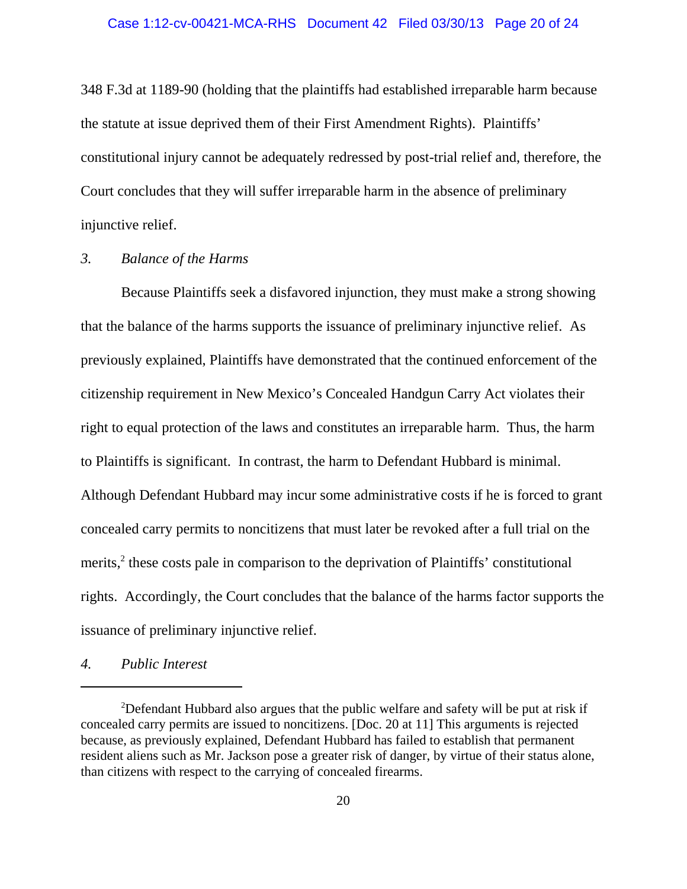348 F.3d at 1189-90 (holding that the plaintiffs had established irreparable harm because the statute at issue deprived them of their First Amendment Rights). Plaintiffs' constitutional injury cannot be adequately redressed by post-trial relief and, therefore, the Court concludes that they will suffer irreparable harm in the absence of preliminary injunctive relief.

*3. Balance of the Harms*

Because Plaintiffs seek a disfavored injunction, they must make a strong showing that the balance of the harms supports the issuance of preliminary injunctive relief. As previously explained, Plaintiffs have demonstrated that the continued enforcement of the citizenship requirement in New Mexico's Concealed Handgun Carry Act violates their right to equal protection of the laws and constitutes an irreparable harm. Thus, the harm to Plaintiffs is significant. In contrast, the harm to Defendant Hubbard is minimal. Although Defendant Hubbard may incur some administrative costs if he is forced to grant concealed carry permits to noncitizens that must later be revoked after a full trial on the merits,[2] these costs pale in comparison to the deprivation of Plaintiffs' constitutional rights. Accordingly, the Court concludes that the balance of the harms factor supports the issuance of preliminary injunctive relief.

*4. Public Interest*

---

[2] Defendant Hubbard also argues that the public welfare and safety will be put at risk if concealed carry permits are issued to noncitizens. [Doc. 20 at 11] This arguments is rejected because, as previously explained, Defendant Hubbard has failed to establish that permanent resident aliens such as Mr. Jackson pose a greater risk of danger, by virtue of their status alone, than citizens with respect to the carrying of concealed firearms.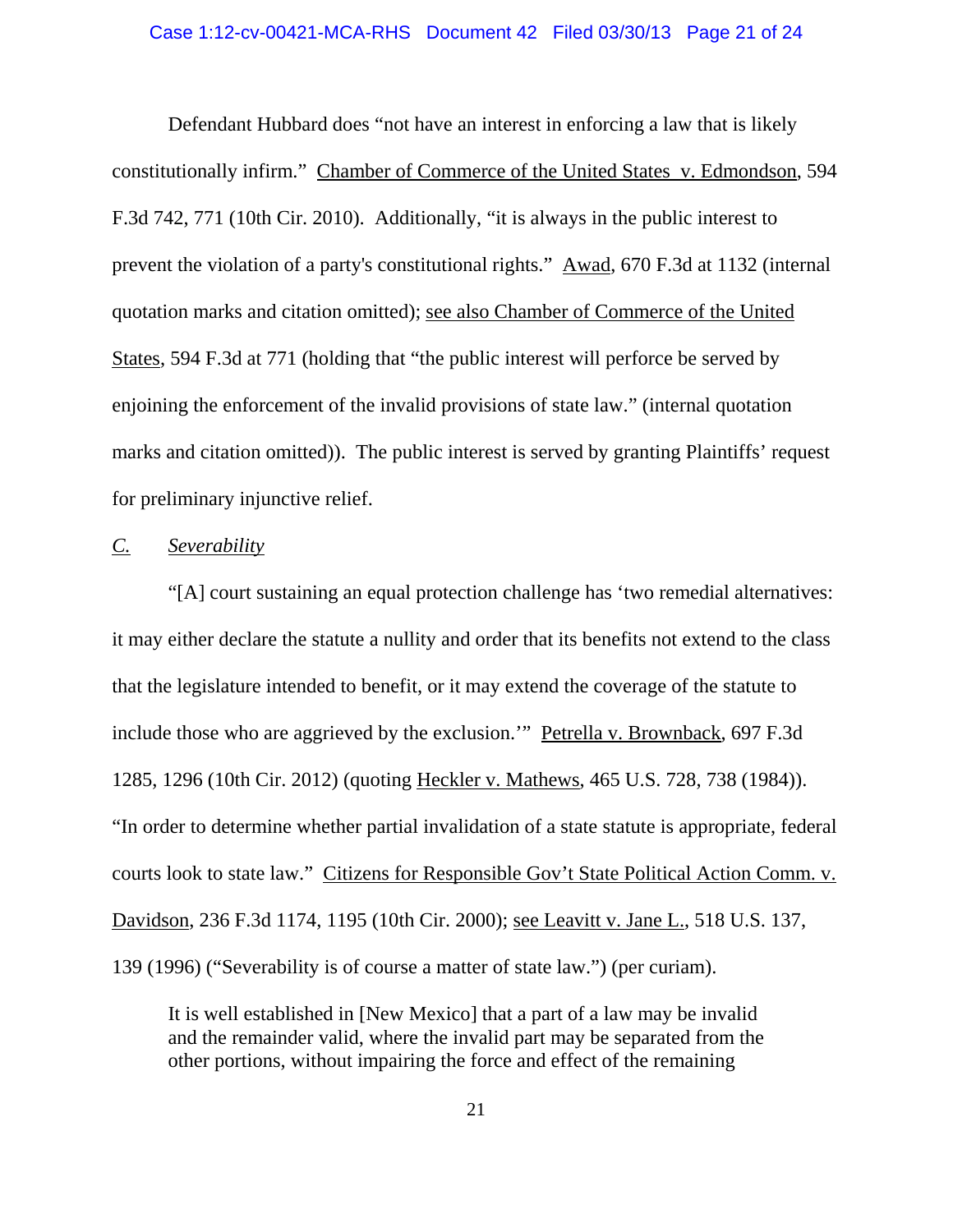Defendant Hubbard does "not have an interest in enforcing a law that is likely constitutionally infirm." Chamber of Commerce of the United States v. Edmondson, 594 F.3d 742, 771 (10th Cir. 2010). Additionally, "it is always in the public interest to prevent the violation of a party's constitutional rights." Awad, 670 F.3d at 1132 (internal quotation marks and citation omitted); see also Chamber of Commerce of the United States, 594 F.3d at 771 (holding that "the public interest will perforce be served by enjoining the enforcement of the invalid provisions of state law." (internal quotation marks and citation omitted)). The public interest is served by granting Plaintiffs' request for preliminary injunctive relief.

*C. Severability*

"[A] court sustaining an equal protection challenge has 'two remedial alternatives: it may either declare the statute a nullity and order that its benefits not extend to the class that the legislature intended to benefit, or it may extend the coverage of the statute to include those who are aggrieved by the exclusion.'" Petrella v. Brownback, 697 F.3d 1285, 1296 (10th Cir. 2012) (quoting Heckler v. Mathews, 465 U.S. 728, 738 (1984)). "In order to determine whether partial invalidation of a state statute is appropriate, federal courts look to state law." Citizens for Responsible Gov't State Political Action Comm. v. Davidson, 236 F.3d 1174, 1195 (10th Cir. 2000); see Leavitt v. Jane L., 518 U.S. 137, 139 (1996) ("Severability is of course a matter of state law.") (per curiam).

> It is well established in [New Mexico] that a part of a law may be invalid and the remainder valid, where the invalid part may be separated from the other portions, without impairing the force and effect of the remaining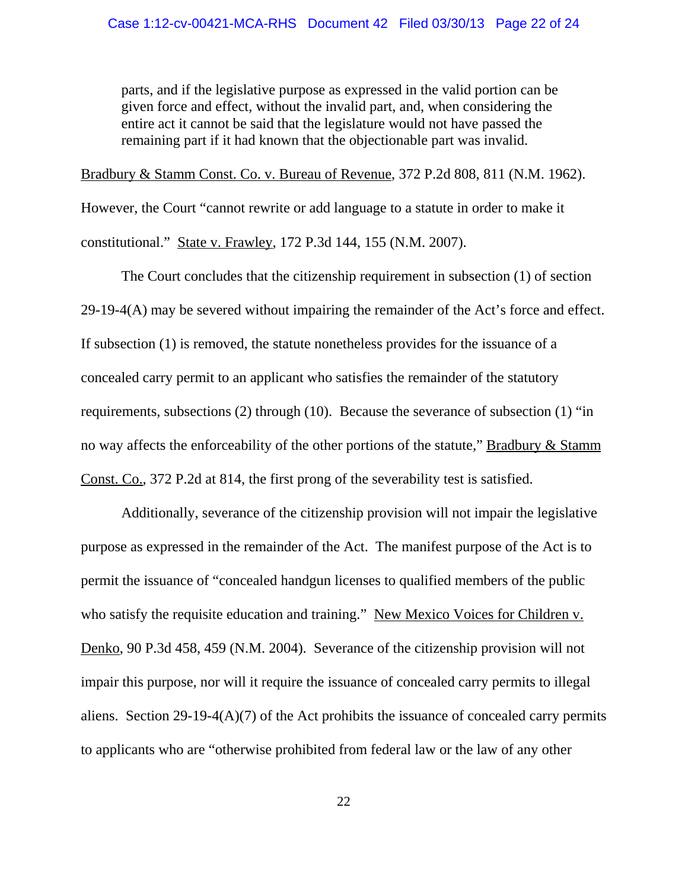> parts, and if the legislative purpose as expressed in the valid portion can be given force and effect, without the invalid part, and, when considering the entire act it cannot be said that the legislature would not have passed the remaining part if it had known that the objectionable part was invalid.

Bradbury & Stamm Const. Co. v. Bureau of Revenue, 372 P.2d 808, 811 (N.M. 1962). However, the Court "cannot rewrite or add language to a statute in order to make it constitutional." State v. Frawley, 172 P.3d 144, 155 (N.M. 2007).

The Court concludes that the citizenship requirement in subsection (1) of section 29-19-4(A) may be severed without impairing the remainder of the Act's force and effect. If subsection (1) is removed, the statute nonetheless provides for the issuance of a concealed carry permit to an applicant who satisfies the remainder of the statutory requirements, subsections (2) through (10). Because the severance of subsection (1) "in no way affects the enforceability of the other portions of the statute," Bradbury & Stamm Const. Co., 372 P.2d at 814, the first prong of the severability test is satisfied.

Additionally, severance of the citizenship provision will not impair the legislative purpose as expressed in the remainder of the Act. The manifest purpose of the Act is to permit the issuance of "concealed handgun licenses to qualified members of the public who satisfy the requisite education and training." New Mexico Voices for Children v. Denko, 90 P.3d 458, 459 (N.M. 2004). Severance of the citizenship provision will not impair this purpose, nor will it require the issuance of concealed carry permits to illegal aliens. Section 29-19-4(A)(7) of the Act prohibits the issuance of concealed carry permits to applicants who are "otherwise prohibited from federal law or the law of any other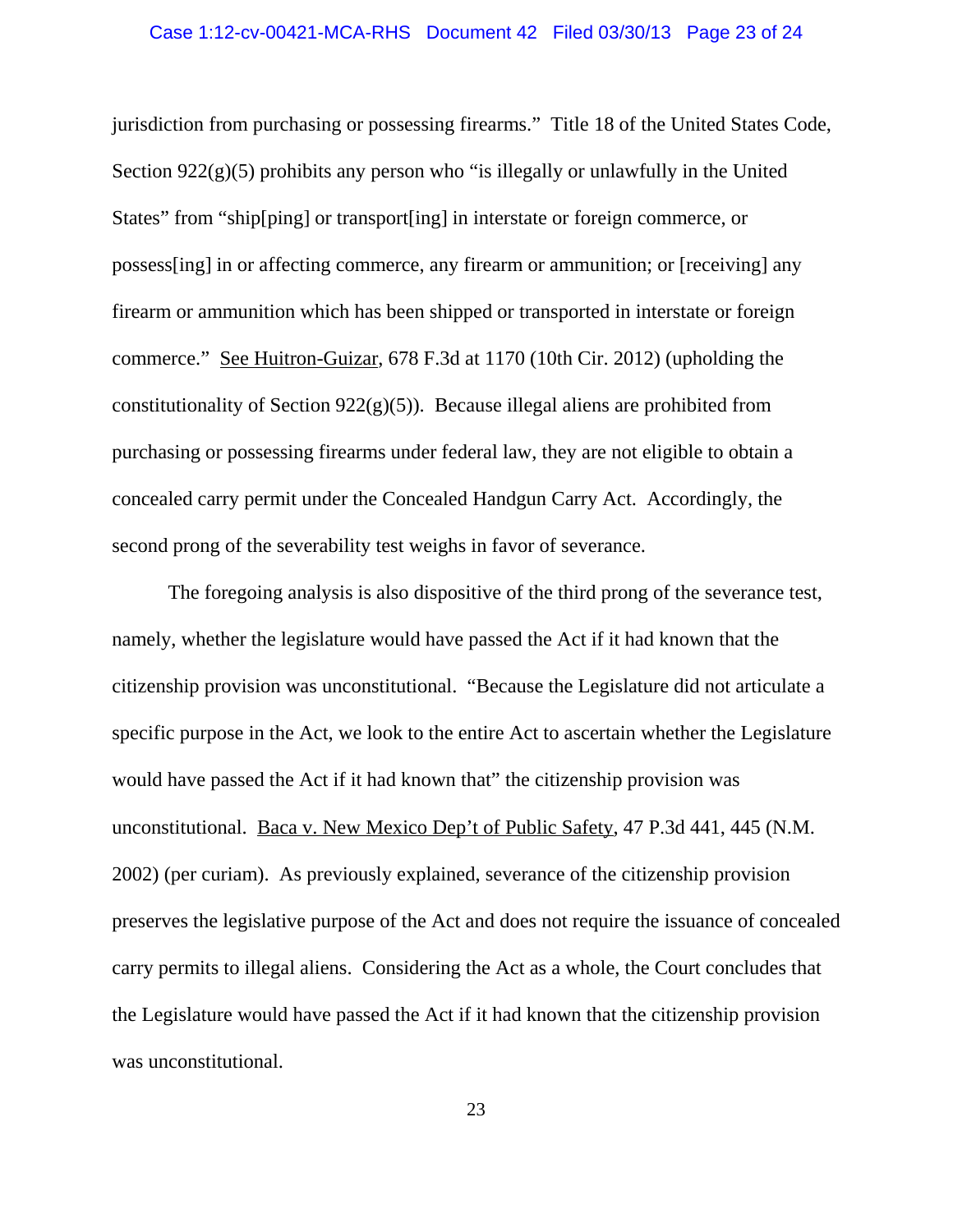jurisdiction from purchasing or possessing firearms." Title 18 of the United States Code, Section 922(g)(5) prohibits any person who "is illegally or unlawfully in the United States" from "ship[ping] or transport[ing] in interstate or foreign commerce, or possess[ing] in or affecting commerce, any firearm or ammunition; or [receiving] any firearm or ammunition which has been shipped or transported in interstate or foreign commerce." See Huitron-Guizar, 678 F.3d at 1170 (10th Cir. 2012) (upholding the constitutionality of Section 922(g)(5)). Because illegal aliens are prohibited from purchasing or possessing firearms under federal law, they are not eligible to obtain a concealed carry permit under the Concealed Handgun Carry Act. Accordingly, the second prong of the severability test weighs in favor of severance.

The foregoing analysis is also dispositive of the third prong of the severance test, namely, whether the legislature would have passed the Act if it had known that the citizenship provision was unconstitutional. "Because the Legislature did not articulate a specific purpose in the Act, we look to the entire Act to ascertain whether the Legislature would have passed the Act if it had known that" the citizenship provision was unconstitutional. Baca v. New Mexico Dep't of Public Safety, 47 P.3d 441, 445 (N.M. 2002) (per curiam). As previously explained, severance of the citizenship provision preserves the legislative purpose of the Act and does not require the issuance of concealed carry permits to illegal aliens. Considering the Act as a whole, the Court concludes that the Legislature would have passed the Act if it had known that the citizenship provision was unconstitutional.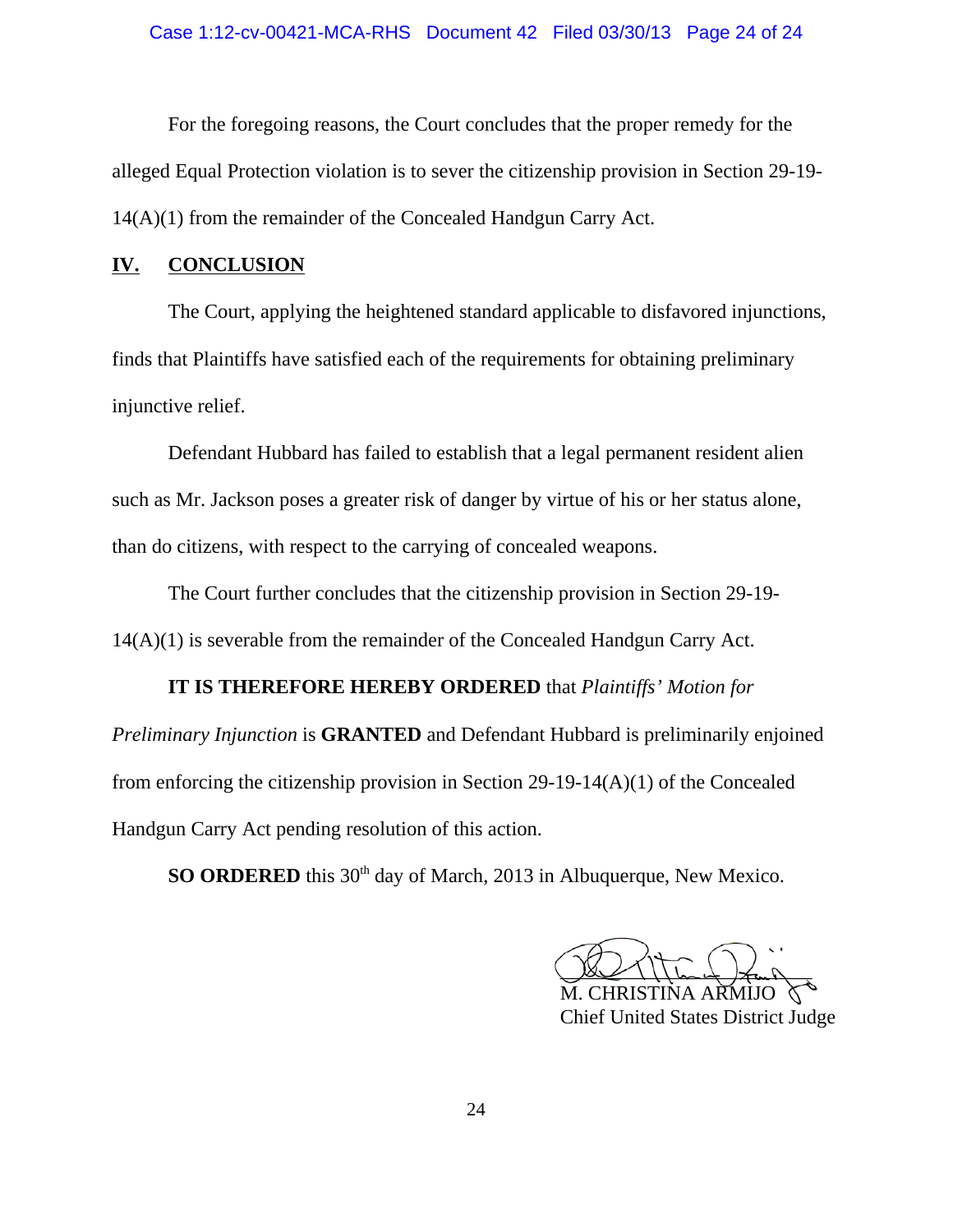For the foregoing reasons, the Court concludes that the proper remedy for the alleged Equal Protection violation is to sever the citizenship provision in Section 29-19-14(A)(1) from the remainder of the Concealed Handgun Carry Act.

## IV. CONCLUSION

The Court, applying the heightened standard applicable to disfavored injunctions, finds that Plaintiffs have satisfied each of the requirements for obtaining preliminary injunctive relief.

Defendant Hubbard has failed to establish that a legal permanent resident alien such as Mr. Jackson poses a greater risk of danger by virtue of his or her status alone, than do citizens, with respect to the carrying of concealed weapons.

The Court further concludes that the citizenship provision in Section 29-19-14(A)(1) is severable from the remainder of the Concealed Handgun Carry Act.

**IT IS THEREFORE HEREBY ORDERED** that *Plaintiffs' Motion for Preliminary Injunction* is **GRANTED** and Defendant Hubbard is preliminarily enjoined from enforcing the citizenship provision in Section 29-19-14(A)(1) of the Concealed Handgun Carry Act pending resolution of this action.

**SO ORDERED** this 30th day of March, 2013 in Albuquerque, New Mexico.

M. CHRISTINA ARMIJO
Chief United States District Judge